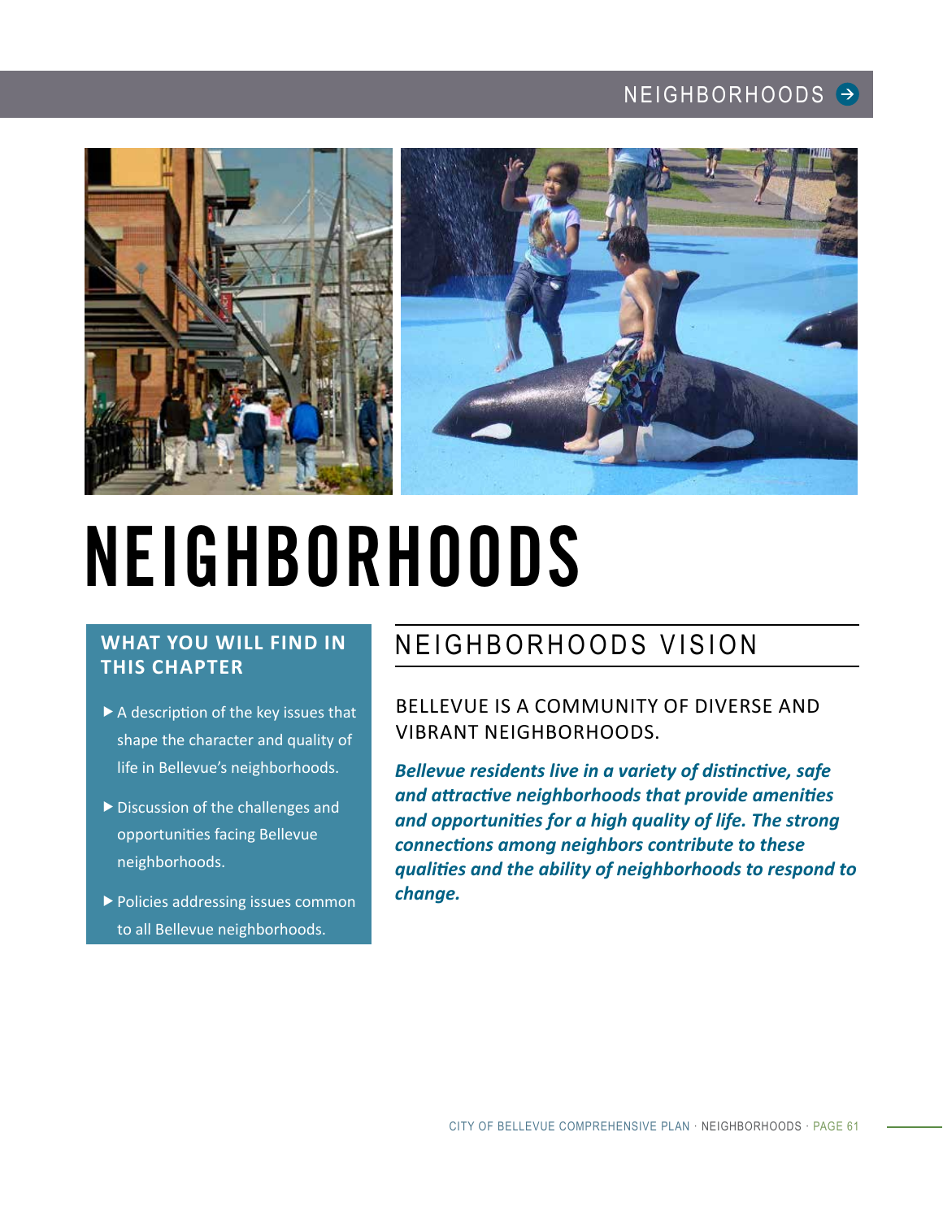# NEIGHBORHOODS

## WHAT YOU WILL FIND IN THIS CHAPTER

- A description of the key issues that shape the character and quality of life in Bellevue's neighborhoods.
- Discussion of the challenges and opportunities facing Bellevue neighborhoods.
- Policies addressing issues common to all Bellevue neighborhoods.

## NEIGHBORHOODS VISION

BELLEVUE IS A COMMUNITY OF DIVERSE AND VIBRANT NEIGHBORHOODS.

***Bellevue residents live in a variety of distinctive, safe and attractive neighborhoods that provide amenities and opportunities for a high quality of life. The strong connections among neighbors contribute to these qualities and the ability of neighborhoods to respond to change.***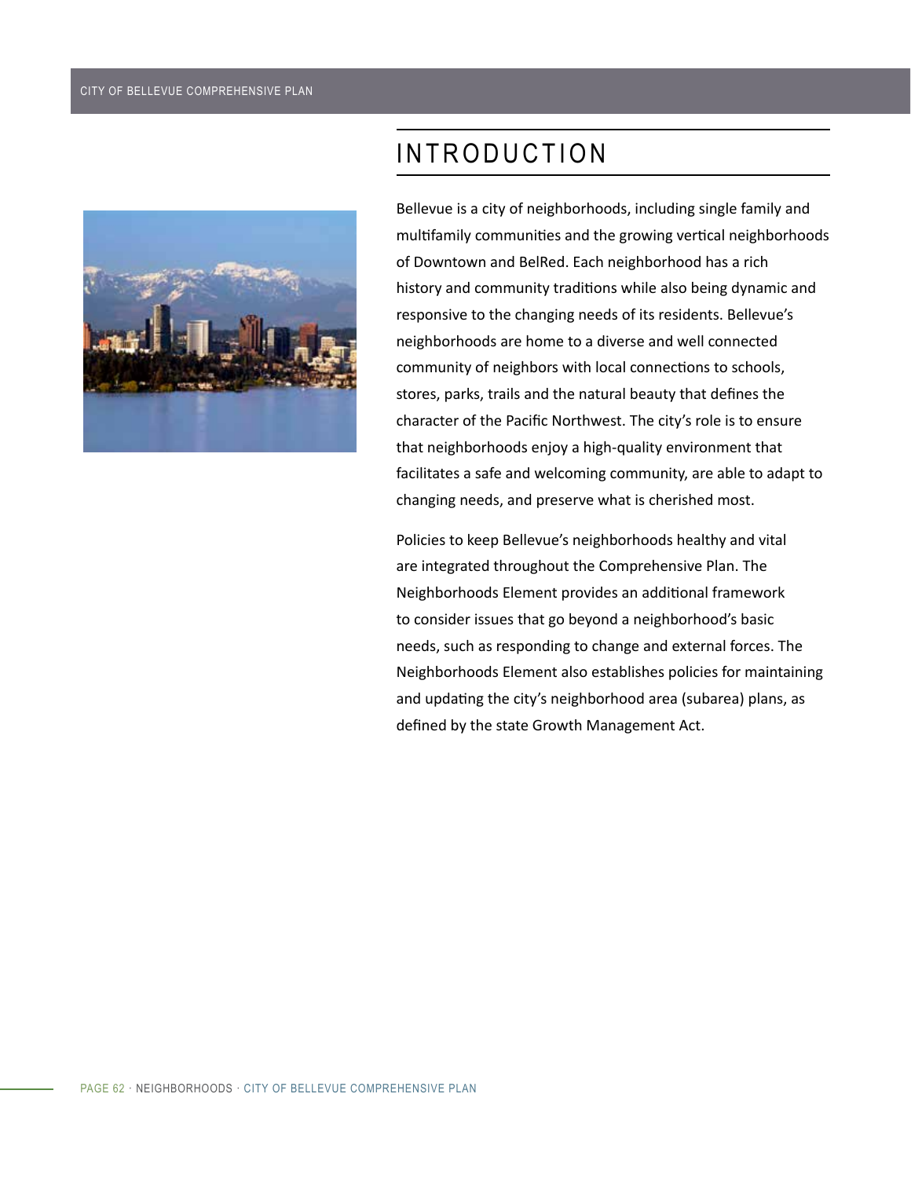# INTRODUCTION

Bellevue is a city of neighborhoods, including single family and multifamily communities and the growing vertical neighborhoods of Downtown and BelRed. Each neighborhood has a rich history and community traditions while also being dynamic and responsive to the changing needs of its residents. Bellevue's neighborhoods are home to a diverse and well connected community of neighbors with local connections to schools, stores, parks, trails and the natural beauty that defines the character of the Pacific Northwest. The city's role is to ensure that neighborhoods enjoy a high-quality environment that facilitates a safe and welcoming community, are able to adapt to changing needs, and preserve what is cherished most.

Policies to keep Bellevue's neighborhoods healthy and vital are integrated throughout the Comprehensive Plan. The Neighborhoods Element provides an additional framework to consider issues that go beyond a neighborhood's basic needs, such as responding to change and external forces. The Neighborhoods Element also establishes policies for maintaining and updating the city's neighborhood area (subarea) plans, as defined by the state Growth Management Act.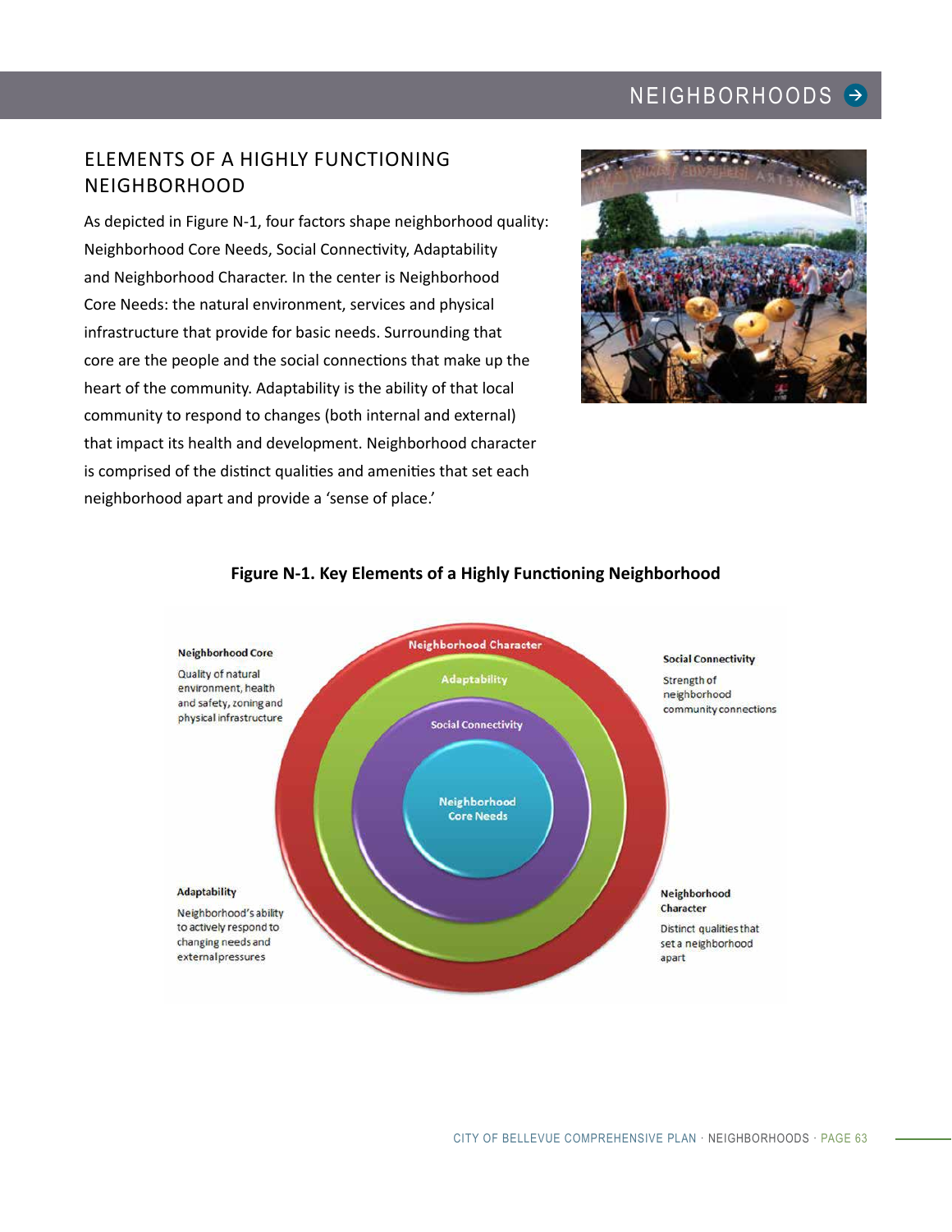## ELEMENTS OF A HIGHLY FUNCTIONING NEIGHBORHOOD

As depicted in Figure N-1, four factors shape neighborhood quality: Neighborhood Core Needs, Social Connectivity, Adaptability and Neighborhood Character. In the center is Neighborhood Core Needs: the natural environment, services and physical infrastructure that provide for basic needs. Surrounding that core are the people and the social connections that make up the heart of the community. Adaptability is the ability of that local community to respond to changes (both internal and external) that impact its health and development. Neighborhood character is comprised of the distinct qualities and amenities that set each neighborhood apart and provide a 'sense of place.'

**Figure N-1. Key Elements of a Highly Functioning Neighborhood**

**Neighborhood Core**
Quality of natural environment, health and safety, zoning and physical infrastructure

**Social Connectivity**
Strength of neighborhood community connections

**Adaptability**
Neighborhood's ability to actively respond to changing needs and external pressures

**Neighborhood Character**
Distinct qualities that set a neighborhood apart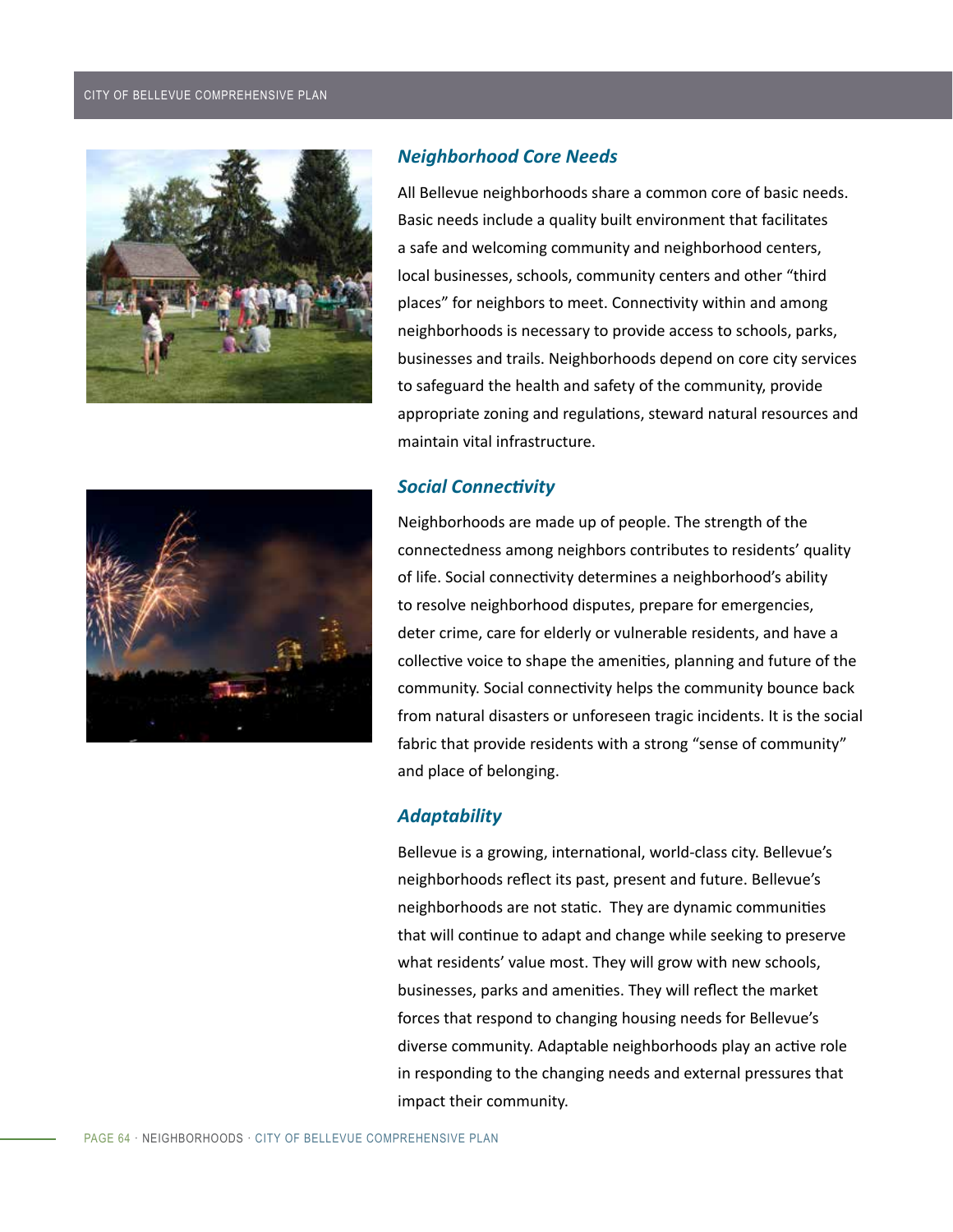### *Neighborhood Core Needs*

All Bellevue neighborhoods share a common core of basic needs. Basic needs include a quality built environment that facilitates a safe and welcoming community and neighborhood centers, local businesses, schools, community centers and other “third places” for neighbors to meet. Connectivity within and among neighborhoods is necessary to provide access to schools, parks, businesses and trails. Neighborhoods depend on core city services to safeguard the health and safety of the community, provide appropriate zoning and regulations, steward natural resources and maintain vital infrastructure.

### *Social Connectivity*

Neighborhoods are made up of people. The strength of the connectedness among neighbors contributes to residents’ quality of life. Social connectivity determines a neighborhood’s ability to resolve neighborhood disputes, prepare for emergencies, deter crime, care for elderly or vulnerable residents, and have a collective voice to shape the amenities, planning and future of the community. Social connectivity helps the community bounce back from natural disasters or unforeseen tragic incidents. It is the social fabric that provide residents with a strong “sense of community” and place of belonging.

### *Adaptability*

Bellevue is a growing, international, world-class city. Bellevue’s neighborhoods reflect its past, present and future. Bellevue’s neighborhoods are not static. They are dynamic communities that will continue to adapt and change while seeking to preserve what residents’ value most. They will grow with new schools, businesses, parks and amenities. They will reflect the market forces that respond to changing housing needs for Bellevue’s diverse community. Adaptable neighborhoods play an active role in responding to the changing needs and external pressures that impact their community.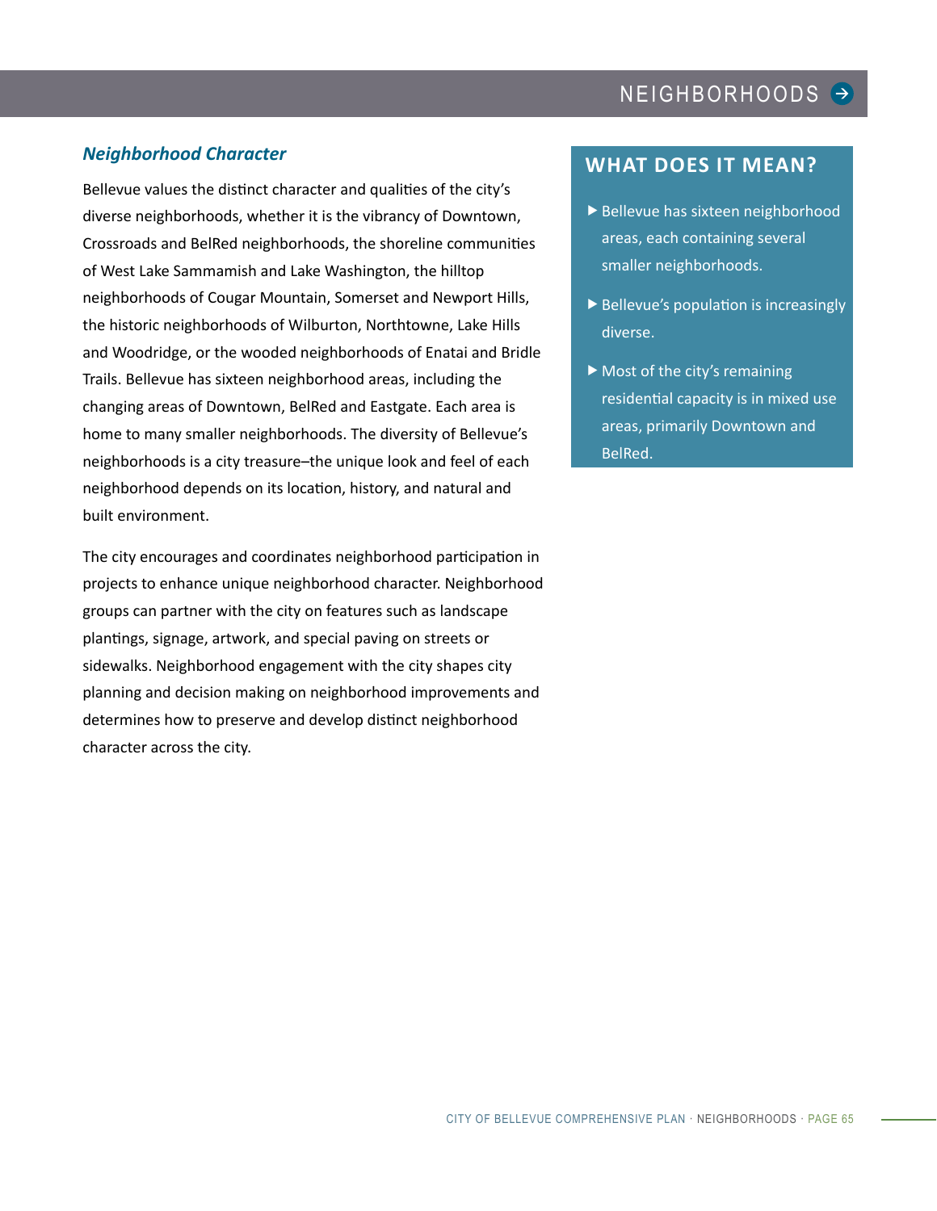### *Neighborhood Character*

Bellevue values the distinct character and qualities of the city's diverse neighborhoods, whether it is the vibrancy of Downtown, Crossroads and BelRed neighborhoods, the shoreline communities of West Lake Sammamish and Lake Washington, the hilltop neighborhoods of Cougar Mountain, Somerset and Newport Hills, the historic neighborhoods of Wilburton, Northtowne, Lake Hills and Woodridge, or the wooded neighborhoods of Enatai and Bridle Trails. Bellevue has sixteen neighborhood areas, including the changing areas of Downtown, BelRed and Eastgate. Each area is home to many smaller neighborhoods. The diversity of Bellevue's neighborhoods is a city treasure–the unique look and feel of each neighborhood depends on its location, history, and natural and built environment.

The city encourages and coordinates neighborhood participation in projects to enhance unique neighborhood character. Neighborhood groups can partner with the city on features such as landscape plantings, signage, artwork, and special paving on streets or sidewalks. Neighborhood engagement with the city shapes city planning and decision making on neighborhood improvements and determines how to preserve and develop distinct neighborhood character across the city.

## WHAT DOES IT MEAN?

- Bellevue has sixteen neighborhood areas, each containing several smaller neighborhoods.
- Bellevue's population is increasingly diverse.
- Most of the city's remaining residential capacity is in mixed use areas, primarily Downtown and BelRed.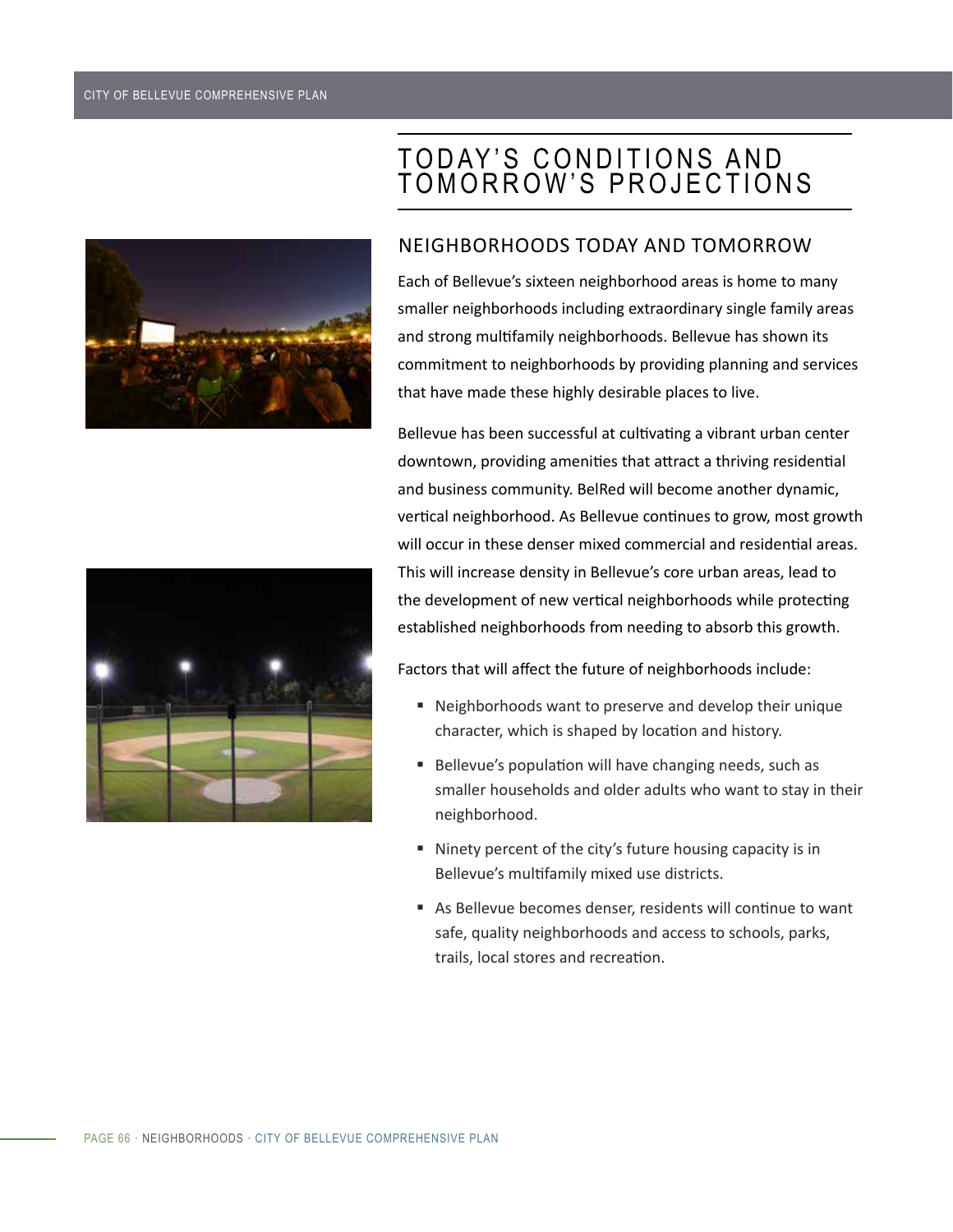# TODAY'S CONDITIONS AND TOMORROW'S PROJECTIONS

## NEIGHBORHOODS TODAY AND TOMORROW

Each of Bellevue's sixteen neighborhood areas is home to many smaller neighborhoods including extraordinary single family areas and strong multifamily neighborhoods. Bellevue has shown its commitment to neighborhoods by providing planning and services that have made these highly desirable places to live.

Bellevue has been successful at cultivating a vibrant urban center downtown, providing amenities that attract a thriving residential and business community. BelRed will become another dynamic, vertical neighborhood. As Bellevue continues to grow, most growth will occur in these denser mixed commercial and residential areas. This will increase density in Bellevue's core urban areas, lead to the development of new vertical neighborhoods while protecting established neighborhoods from needing to absorb this growth.

Factors that will affect the future of neighborhoods include:

- Neighborhoods want to preserve and develop their unique character, which is shaped by location and history.
- Bellevue's population will have changing needs, such as smaller households and older adults who want to stay in their neighborhood.
- Ninety percent of the city's future housing capacity is in Bellevue's multifamily mixed use districts.
- As Bellevue becomes denser, residents will continue to want safe, quality neighborhoods and access to schools, parks, trails, local stores and recreation.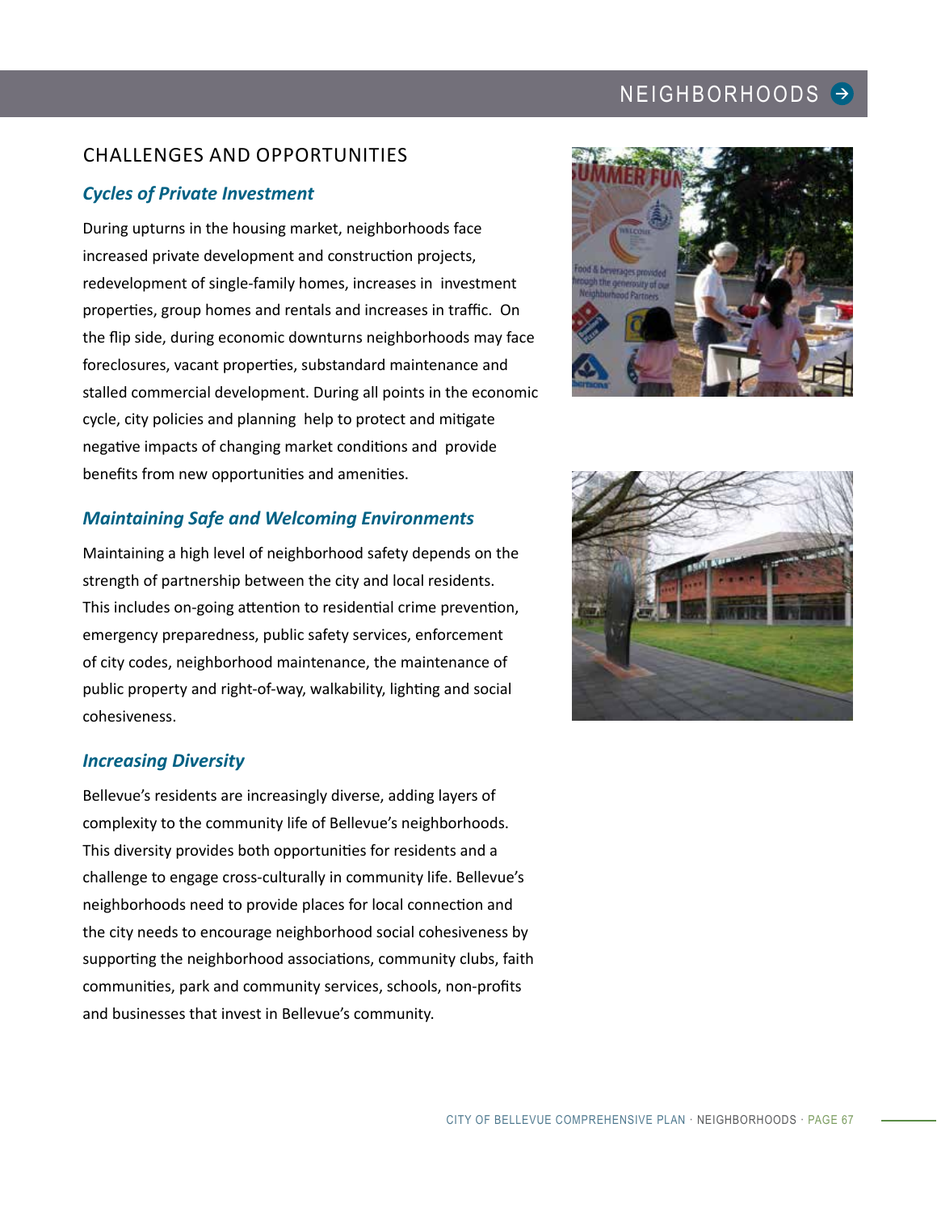## CHALLENGES AND OPPORTUNITIES

### *Cycles of Private Investment*

During upturns in the housing market, neighborhoods face increased private development and construction projects, redevelopment of single-family homes, increases in investment properties, group homes and rentals and increases in traffic. On the flip side, during economic downturns neighborhoods may face foreclosures, vacant properties, substandard maintenance and stalled commercial development. During all points in the economic cycle, city policies and planning help to protect and mitigate negative impacts of changing market conditions and provide benefits from new opportunities and amenities.

### *Maintaining Safe and Welcoming Environments*

Maintaining a high level of neighborhood safety depends on the strength of partnership between the city and local residents. This includes on-going attention to residential crime prevention, emergency preparedness, public safety services, enforcement of city codes, neighborhood maintenance, the maintenance of public property and right-of-way, walkability, lighting and social cohesiveness.

### *Increasing Diversity*

Bellevue's residents are increasingly diverse, adding layers of complexity to the community life of Bellevue's neighborhoods. This diversity provides both opportunities for residents and a challenge to engage cross-culturally in community life. Bellevue's neighborhoods need to provide places for local connection and the city needs to encourage neighborhood social cohesiveness by supporting the neighborhood associations, community clubs, faith communities, park and community services, schools, non-profits and businesses that invest in Bellevue's community.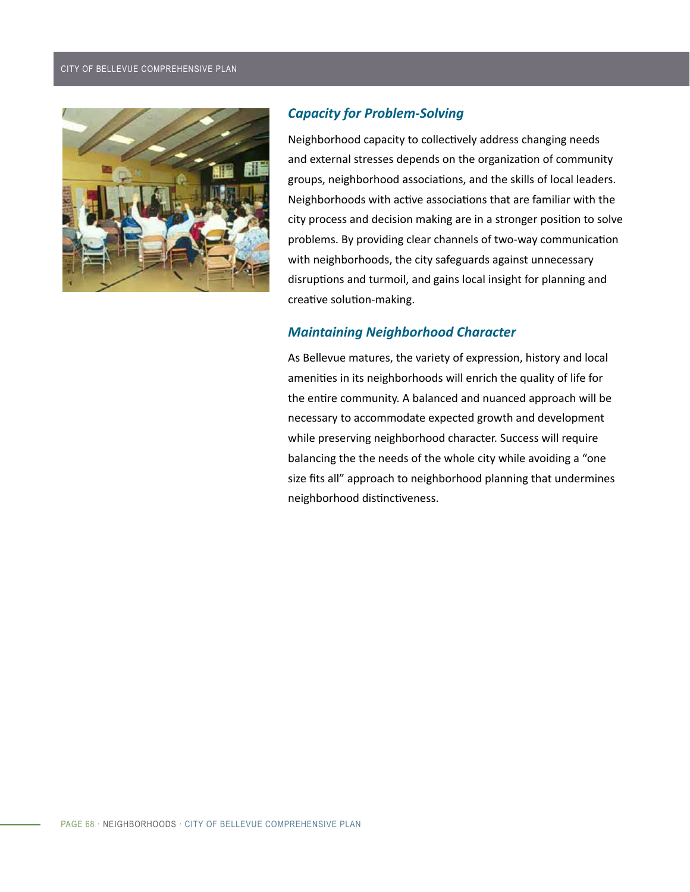### *Capacity for Problem-Solving*

Neighborhood capacity to collectively address changing needs and external stresses depends on the organization of community groups, neighborhood associations, and the skills of local leaders. Neighborhoods with active associations that are familiar with the city process and decision making are in a stronger position to solve problems. By providing clear channels of two-way communication with neighborhoods, the city safeguards against unnecessary disruptions and turmoil, and gains local insight for planning and creative solution-making.

### *Maintaining Neighborhood Character*

As Bellevue matures, the variety of expression, history and local amenities in its neighborhoods will enrich the quality of life for the entire community. A balanced and nuanced approach will be necessary to accommodate expected growth and development while preserving neighborhood character. Success will require balancing the the needs of the whole city while avoiding a "one size fits all" approach to neighborhood planning that undermines neighborhood distinctiveness.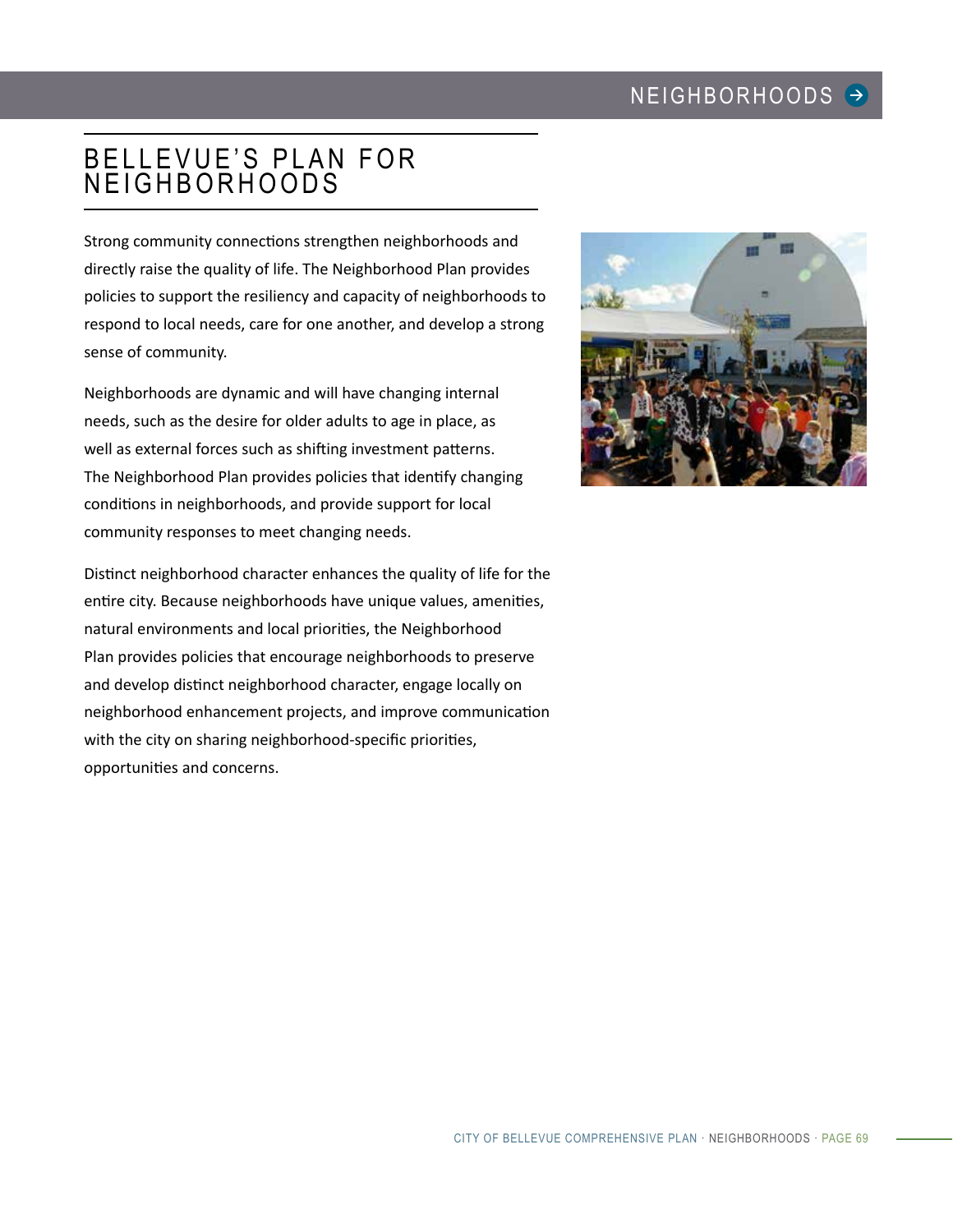# BELLEVUE'S PLAN FOR NEIGHBORHOODS

Strong community connections strengthen neighborhoods and directly raise the quality of life. The Neighborhood Plan provides policies to support the resiliency and capacity of neighborhoods to respond to local needs, care for one another, and develop a strong sense of community.

Neighborhoods are dynamic and will have changing internal needs, such as the desire for older adults to age in place, as well as external forces such as shifting investment patterns. The Neighborhood Plan provides policies that identify changing conditions in neighborhoods, and provide support for local community responses to meet changing needs.

Distinct neighborhood character enhances the quality of life for the entire city. Because neighborhoods have unique values, amenities, natural environments and local priorities, the Neighborhood Plan provides policies that encourage neighborhoods to preserve and develop distinct neighborhood character, engage locally on neighborhood enhancement projects, and improve communication with the city on sharing neighborhood-specific priorities, opportunities and concerns.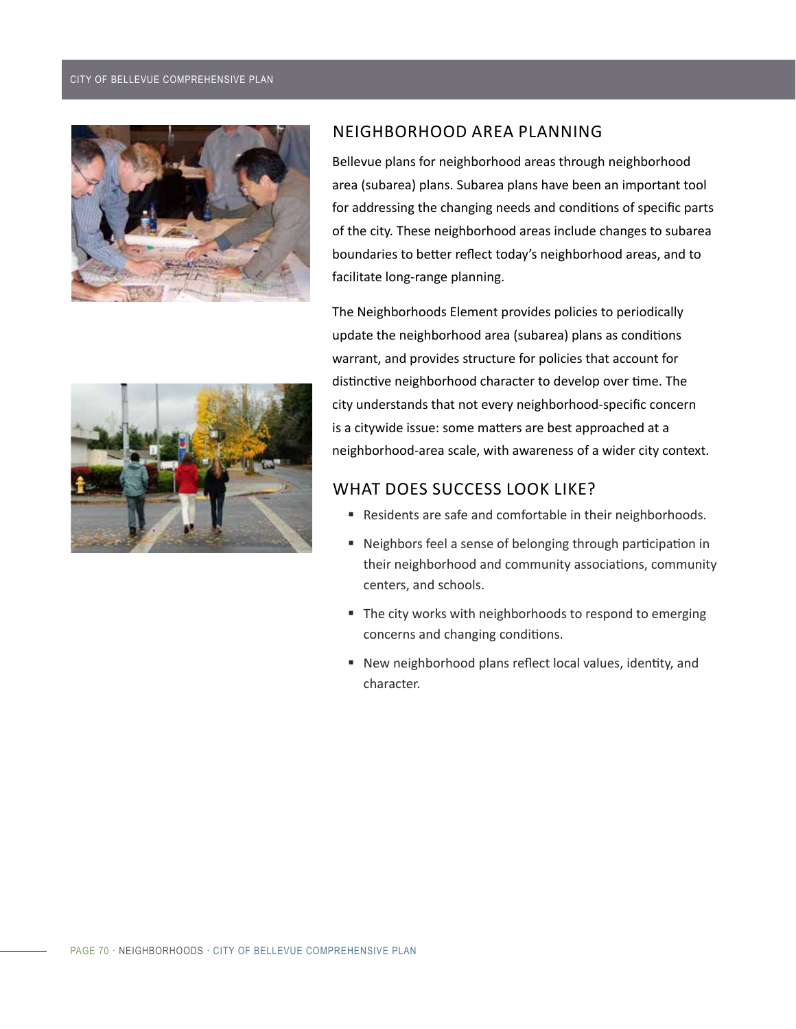## NEIGHBORHOOD AREA PLANNING

Bellevue plans for neighborhood areas through neighborhood area (subarea) plans. Subarea plans have been an important tool for addressing the changing needs and conditions of specific parts of the city. These neighborhood areas include changes to subarea boundaries to better reflect today's neighborhood areas, and to facilitate long-range planning.

The Neighborhoods Element provides policies to periodically update the neighborhood area (subarea) plans as conditions warrant, and provides structure for policies that account for distinctive neighborhood character to develop over time. The city understands that not every neighborhood-specific concern is a citywide issue: some matters are best approached at a neighborhood-area scale, with awareness of a wider city context.

## WHAT DOES SUCCESS LOOK LIKE?

- Residents are safe and comfortable in their neighborhoods.
- Neighbors feel a sense of belonging through participation in their neighborhood and community associations, community centers, and schools.
- The city works with neighborhoods to respond to emerging concerns and changing conditions.
- New neighborhood plans reflect local values, identity, and character.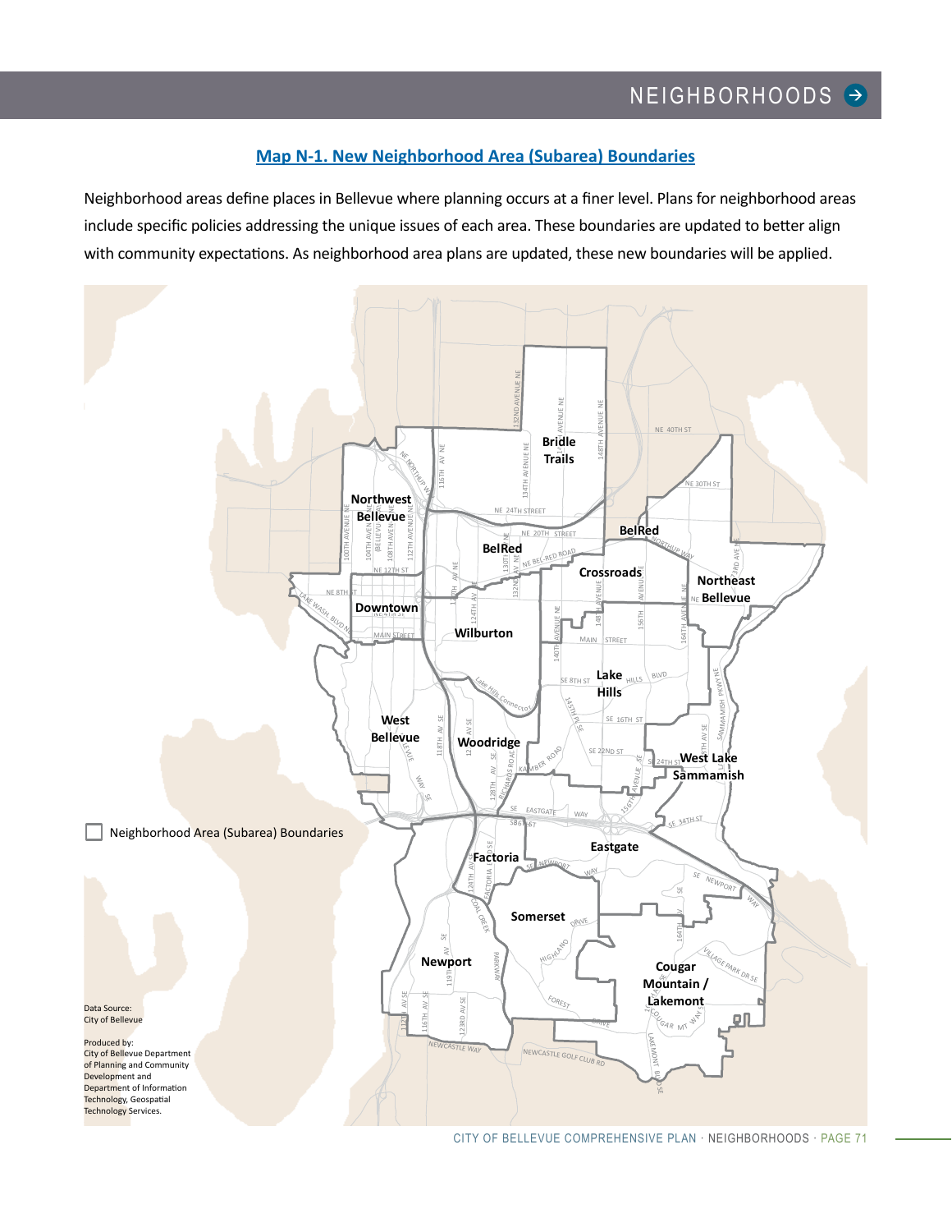## Map N-1. New Neighborhood Area (Subarea) Boundaries

Neighborhood areas define places in Bellevue where planning occurs at a finer level. Plans for neighborhood areas include specific policies addressing the unique issues of each area. These boundaries are updated to better align with community expectations. As neighborhood area plans are updated, these new boundaries will be applied.

Neighborhood Area (Subarea) Boundaries

Data Source:
City of Bellevue

Produced by:
City of Bellevue Department of Planning and Community Development and Department of Information Technology, Geospatial Technology Services.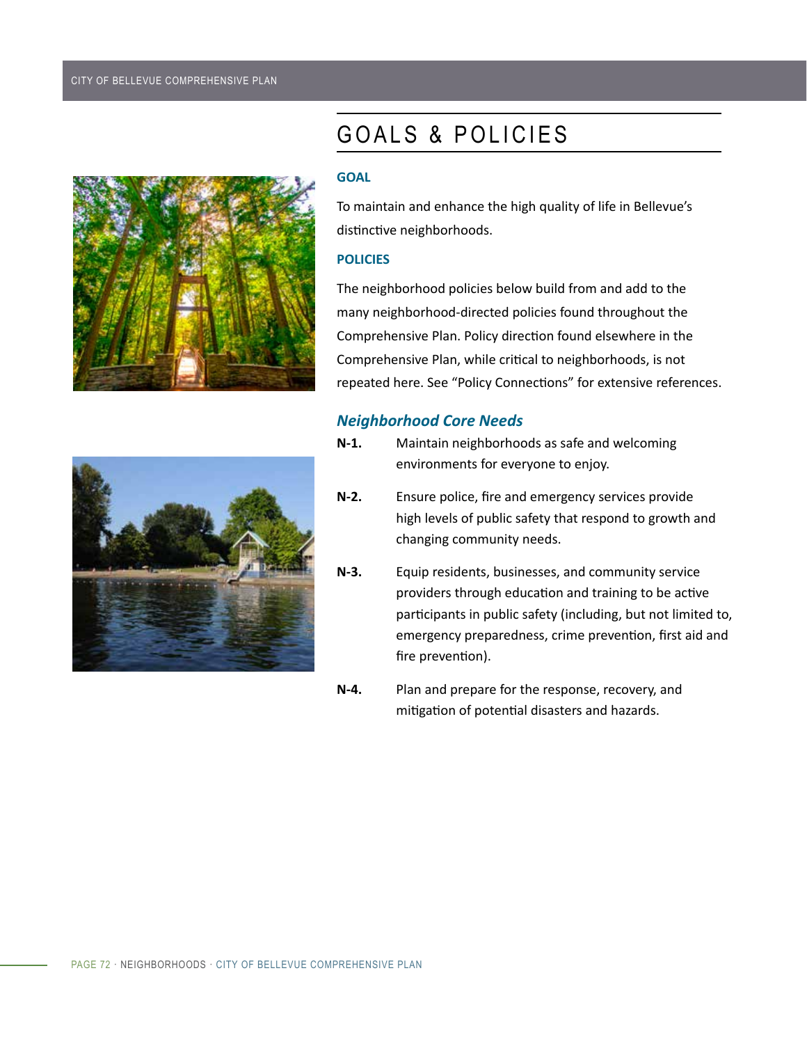# GOALS & POLICIES

### GOAL

To maintain and enhance the high quality of life in Bellevue's distinctive neighborhoods.

### POLICIES

The neighborhood policies below build from and add to the many neighborhood-directed policies found throughout the Comprehensive Plan. Policy direction found elsewhere in the Comprehensive Plan, while critical to neighborhoods, is not repeated here. See "Policy Connections" for extensive references.

### *Neighborhood Core Needs*

**N-1.** Maintain neighborhoods as safe and welcoming environments for everyone to enjoy.

**N-2.** Ensure police, fire and emergency services provide high levels of public safety that respond to growth and changing community needs.

**N-3.** Equip residents, businesses, and community service providers through education and training to be active participants in public safety (including, but not limited to, emergency preparedness, crime prevention, first aid and fire prevention).

**N-4.** Plan and prepare for the response, recovery, and mitigation of potential disasters and hazards.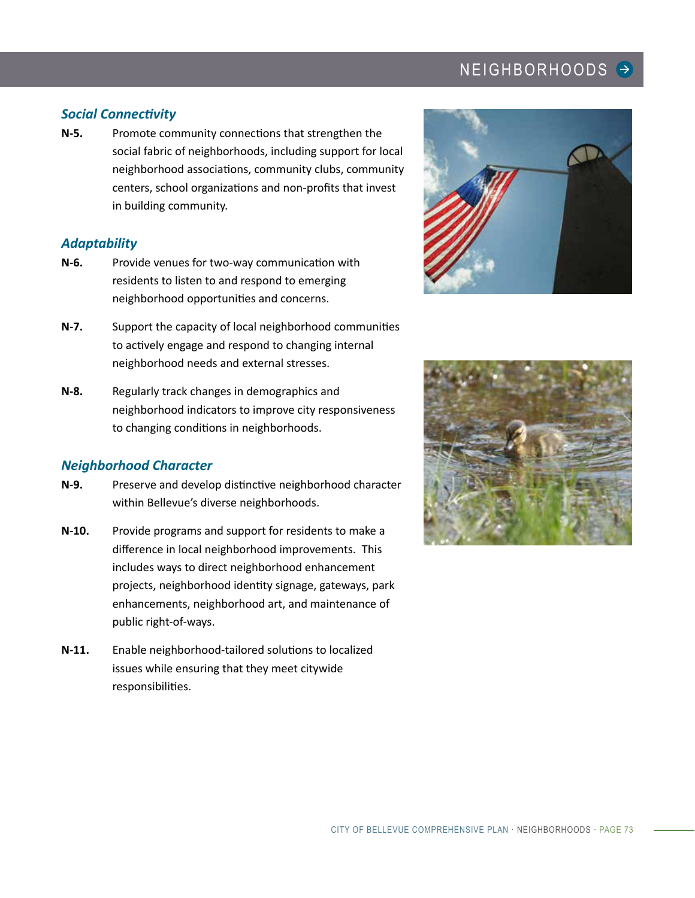### *Social Connectivity*

**N-5.** Promote community connections that strengthen the social fabric of neighborhoods, including support for local neighborhood associations, community clubs, community centers, school organizations and non-profits that invest in building community.

### *Adaptability*

**N-6.** Provide venues for two-way communication with residents to listen to and respond to emerging neighborhood opportunities and concerns.

**N-7.** Support the capacity of local neighborhood communities to actively engage and respond to changing internal neighborhood needs and external stresses.

**N-8.** Regularly track changes in demographics and neighborhood indicators to improve city responsiveness to changing conditions in neighborhoods.

### *Neighborhood Character*

**N-9.** Preserve and develop distinctive neighborhood character within Bellevue's diverse neighborhoods.

**N-10.** Provide programs and support for residents to make a difference in local neighborhood improvements. This includes ways to direct neighborhood enhancement projects, neighborhood identity signage, gateways, park enhancements, neighborhood art, and maintenance of public right-of-ways.

**N-11.** Enable neighborhood-tailored solutions to localized issues while ensuring that they meet citywide responsibilities.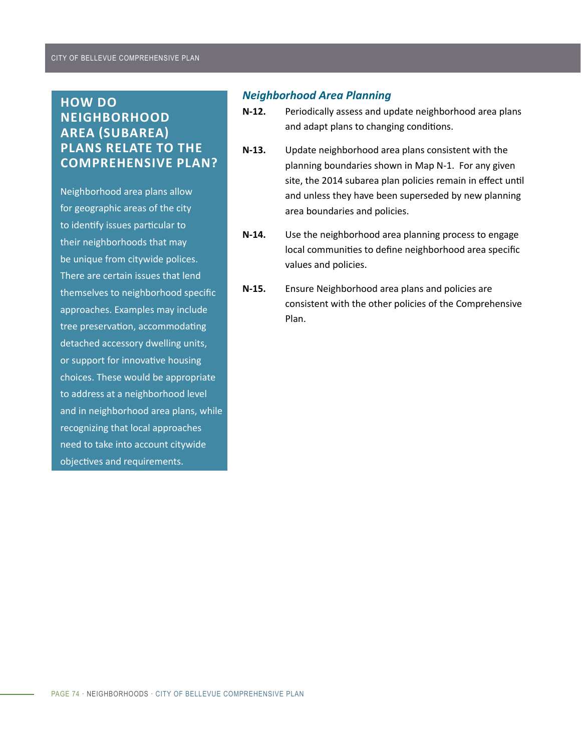## HOW DO NEIGHBORHOOD AREA (SUBAREA) PLANS RELATE TO THE COMPREHENSIVE PLAN?

Neighborhood area plans allow for geographic areas of the city to identify issues particular to their neighborhoods that may be unique from citywide polices. There are certain issues that lend themselves to neighborhood specific approaches. Examples may include tree preservation, accommodating detached accessory dwelling units, or support for innovative housing choices. These would be appropriate to address at a neighborhood level and in neighborhood area plans, while recognizing that local approaches need to take into account citywide objectives and requirements.

### *Neighborhood Area Planning*

**N-12.** Periodically assess and update neighborhood area plans and adapt plans to changing conditions.

**N-13.** Update neighborhood area plans consistent with the planning boundaries shown in Map N-1. For any given site, the 2014 subarea plan policies remain in effect until and unless they have been superseded by new planning area boundaries and policies.

**N-14.** Use the neighborhood area planning process to engage local communities to define neighborhood area specific values and policies.

**N-15.** Ensure Neighborhood area plans and policies are consistent with the other policies of the Comprehensive Plan.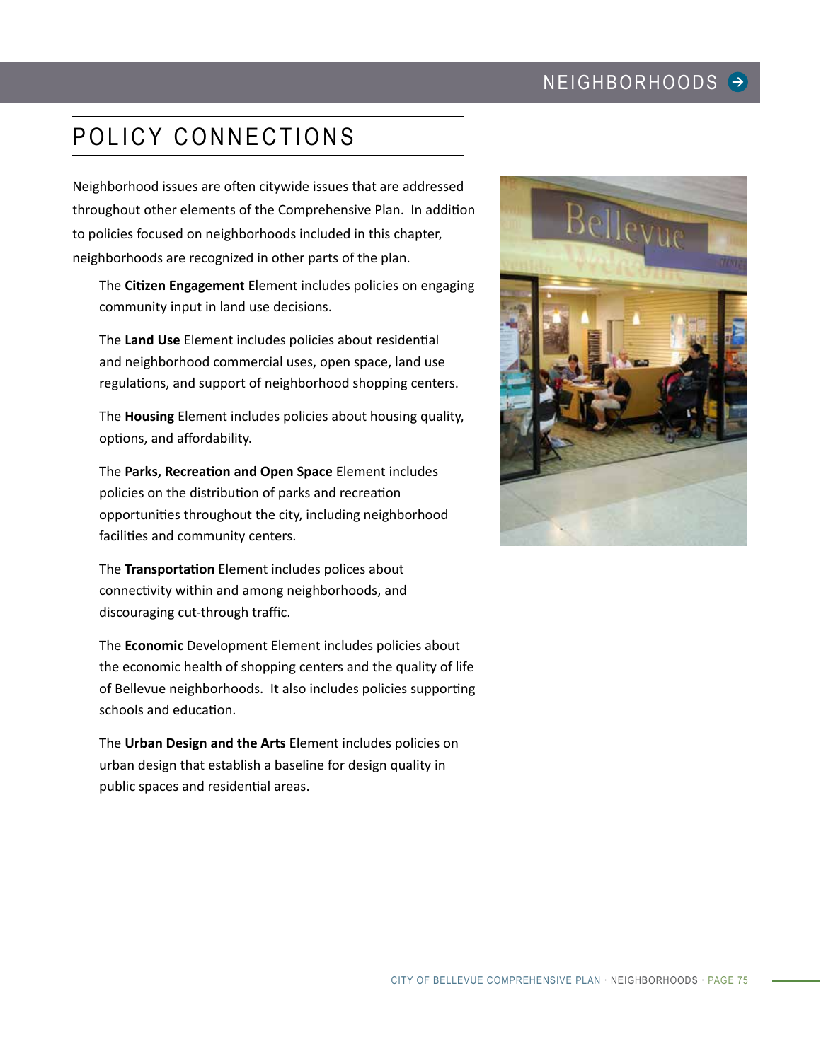# POLICY CONNECTIONS

Neighborhood issues are often citywide issues that are addressed throughout other elements of the Comprehensive Plan. In addition to policies focused on neighborhoods included in this chapter, neighborhoods are recognized in other parts of the plan.

The **Citizen Engagement** Element includes policies on engaging community input in land use decisions.

The **Land Use** Element includes policies about residential and neighborhood commercial uses, open space, land use regulations, and support of neighborhood shopping centers.

The **Housing** Element includes policies about housing quality, options, and affordability.

The **Parks, Recreation and Open Space** Element includes policies on the distribution of parks and recreation opportunities throughout the city, including neighborhood facilities and community centers.

The **Transportation** Element includes polices about connectivity within and among neighborhoods, and discouraging cut-through traffic.

The **Economic** Development Element includes policies about the economic health of shopping centers and the quality of life of Bellevue neighborhoods. It also includes policies supporting schools and education.

The **Urban Design and the Arts** Element includes policies on urban design that establish a baseline for design quality in public spaces and residential areas.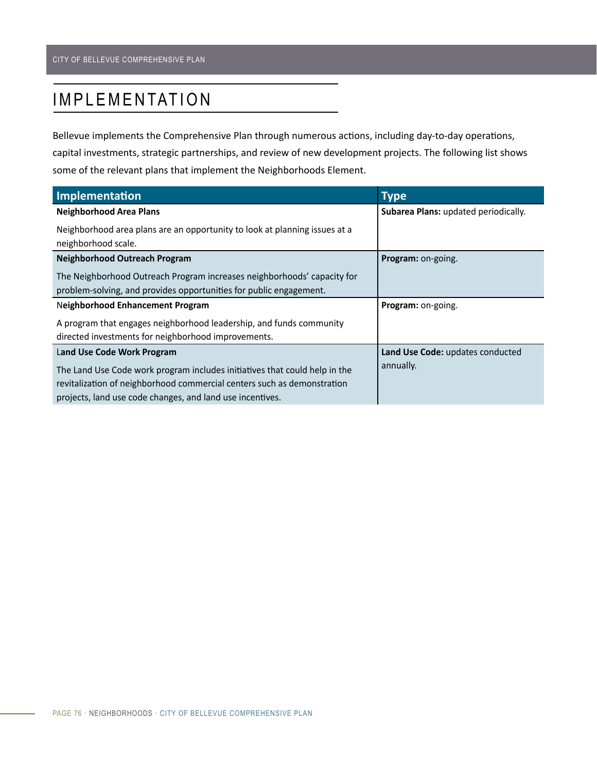# IMPLEMENTATION

Bellevue implements the Comprehensive Plan through numerous actions, including day-to-day operations, capital investments, strategic partnerships, and review of new development projects. The following list shows some of the relevant plans that implement the Neighborhoods Element.

| Implementation | Type |
|---|---|
| **Neighborhood Area Plans**<br><br>Neighborhood area plans are an opportunity to look at planning issues at a neighborhood scale. | **Subarea Plans:** updated periodically. |
| **Neighborhood Outreach Program**<br><br>The Neighborhood Outreach Program increases neighborhoods' capacity for problem-solving, and provides opportunities for public engagement. | **Program:** on-going. |
| **Neighborhood Enhancement Program**<br><br>A program that engages neighborhood leadership, and funds community directed investments for neighborhood improvements. | **Program:** on-going. |
| **Land Use Code Work Program**<br><br>The Land Use Code work program includes initiatives that could help in the revitalization of neighborhood commercial centers such as demonstration projects, land use code changes, and land use incentives. | **Land Use Code:** updates conducted annually. |